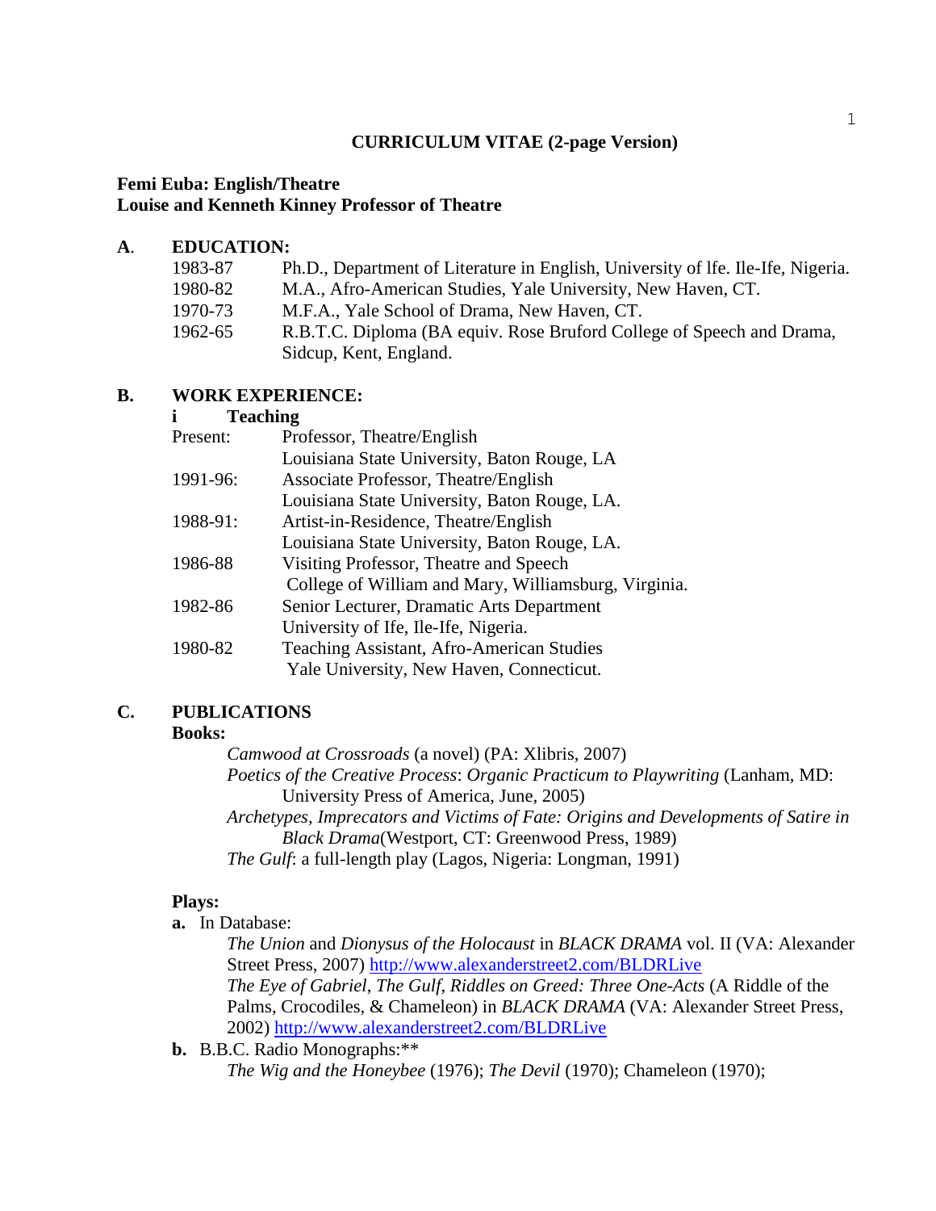# CURRICULUM VITAE (2-page Version)

**Femi Euba: English/Theatre**
**Louise and Kenneth Kinney Professor of Theatre**

## A. EDUCATION:

1983-87 Ph.D., Department of Literature in English, University of lfe. Ile-Ife, Nigeria.
1980-82 M.A., Afro-American Studies, Yale University, New Haven, CT.
1970-73 M.F.A., Yale School of Drama, New Haven, CT.
1962-65 R.B.T.C. Diploma (BA equiv. Rose Bruford College of Speech and Drama, Sidcup, Kent, England.

## B. WORK EXPERIENCE:

### i Teaching

Present: Professor, Theatre/English
Louisiana State University, Baton Rouge, LA

1991-96: Associate Professor, Theatre/English
Louisiana State University, Baton Rouge, LA.

1988-91: Artist-in-Residence, Theatre/English
Louisiana State University, Baton Rouge, LA.

1986-88 Visiting Professor, Theatre and Speech
College of William and Mary, Williamsburg, Virginia.

1982-86 Senior Lecturer, Dramatic Arts Department
University of Ife, Ile-Ife, Nigeria.

1980-82 Teaching Assistant, Afro-American Studies
Yale University, New Haven, Connecticut.

## C. PUBLICATIONS

**Books:**

*Camwood at Crossroads* (a novel) (PA: Xlibris, 2007)
*Poetics of the Creative Process*: *Organic Practicum to Playwriting* (Lanham, MD: University Press of America, June, 2005)
*Archetypes, Imprecators and Victims of Fate: Origins and Developments of Satire in Black Drama*(Westport, CT: Greenwood Press, 1989)
*The Gulf*: a full-length play (Lagos, Nigeria: Longman, 1991)

**Plays:**

**a.** In Database:

*The Union* and *Dionysus of the Holocaust* in *BLACK DRAMA* vol. II (VA: Alexander Street Press, 2007) http://www.alexanderstreet2.com/BLDRLive
*The Eye of Gabriel*, *The Gulf, Riddles on Greed: Three One-Acts* (A Riddle of the Palms, Crocodiles, & Chameleon) in *BLACK DRAMA* (VA: Alexander Street Press, 2002) http://www.alexanderstreet2.com/BLDRLive

**b.** B.B.C. Radio Monographs:**

*The Wig and the Honeybee* (1976); *The Devil* (1970); Chameleon (1970);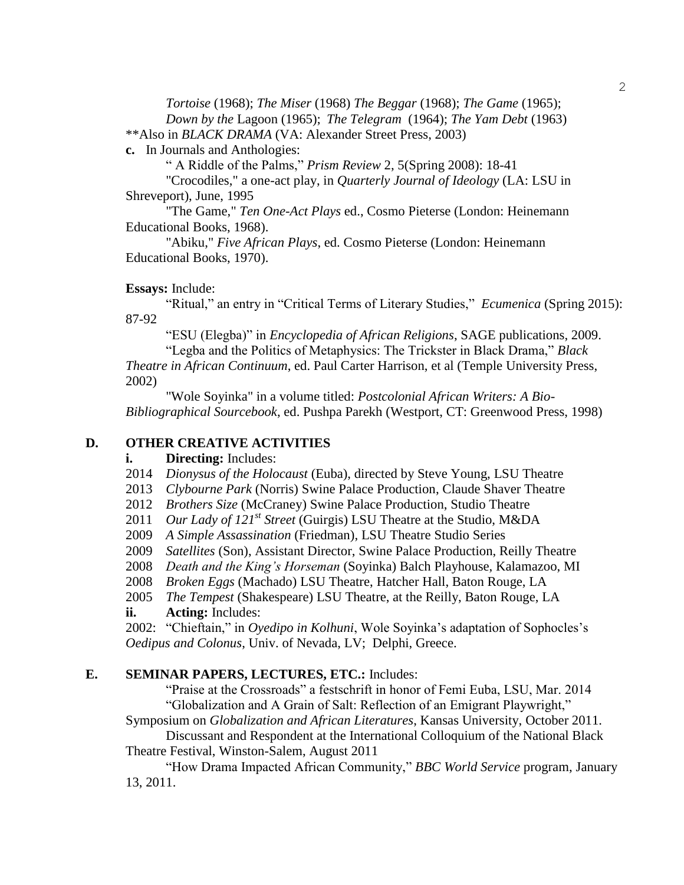*Tortoise* (1968); *The Miser* (1968) *The Beggar* (1968); *The Game* (1965); *Down by the* Lagoon (1965); *The Telegram* (1964); *The Yam Debt* (1963)

**Also in *BLACK DRAMA* (VA: Alexander Street Press, 2003)

**c.** In Journals and Anthologies:

" A Riddle of the Palms," *Prism Review* 2, 5(Spring 2008): 18-41

"Crocodiles," a one-act play, in *Quarterly Journal of Ideology* (LA: LSU in Shreveport), June, 1995

"The Game," *Ten One-Act Plays* ed., Cosmo Pieterse (London: Heinemann Educational Books, 1968).

"Abiku," *Five African Plays*, ed. Cosmo Pieterse (London: Heinemann Educational Books, 1970).

**Essays:** Include:

"Ritual," an entry in "Critical Terms of Literary Studies," *Ecumenica* (Spring 2015): 87-92

"ESU (Elegba)" in *Encyclopedia of African Religions*, SAGE publications, 2009.

"Legba and the Politics of Metaphysics: The Trickster in Black Drama," *Black Theatre in African Continuum*, ed. Paul Carter Harrison, et al (Temple University Press, 2002)

"Wole Soyinka" in a volume titled: *Postcolonial African Writers: A Bio-Bibliographical Sourcebook*, ed. Pushpa Parekh (Westport, CT: Greenwood Press, 1998)

## D. OTHER CREATIVE ACTIVITIES

**i. Directing:** Includes:

2014 *Dionysus of the Holocaust* (Euba), directed by Steve Young, LSU Theatre
2013 *Clybourne Park* (Norris) Swine Palace Production, Claude Shaver Theatre
2012 *Brothers Size* (McCraney) Swine Palace Production, Studio Theatre
2011 *Our Lady of 121st Street* (Guirgis) LSU Theatre at the Studio, M&DA
2009 *A Simple Assassination* (Friedman), LSU Theatre Studio Series
2009 *Satellites* (Son), Assistant Director, Swine Palace Production, Reilly Theatre
2008 *Death and the King's Horseman* (Soyinka) Balch Playhouse, Kalamazoo, MI
2008 *Broken Eggs* (Machado) LSU Theatre, Hatcher Hall, Baton Rouge, LA
2005 *The Tempest* (Shakespeare) LSU Theatre, at the Reilly, Baton Rouge, LA

**ii. Acting:** Includes:

2002: "Chieftain," in *Oyedipo in Kolhuni*, Wole Soyinka's adaptation of Sophocles's *Oedipus and Colonus*, Univ. of Nevada, LV; Delphi, Greece.

## E. SEMINAR PAPERS, LECTURES, ETC.: Includes:

"Praise at the Crossroads" a festschrift in honor of Femi Euba, LSU, Mar. 2014

"Globalization and A Grain of Salt: Reflection of an Emigrant Playwright," Symposium on *Globalization and African Literatures*, Kansas University, October 2011.

Discussant and Respondent at the International Colloquium of the National Black Theatre Festival, Winston-Salem, August 2011

"How Drama Impacted African Community," *BBC World Service* program, January 13, 2011.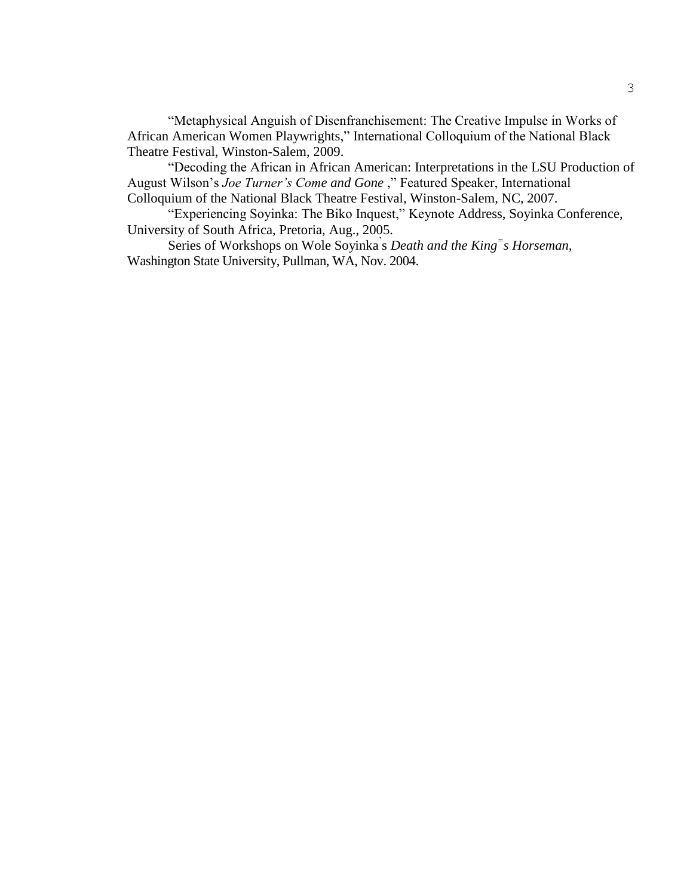"Metaphysical Anguish of Disenfranchisement: The Creative Impulse in Works of African American Women Playwrights," International Colloquium of the National Black Theatre Festival, Winston-Salem, 2009.

"Decoding the African in African American: Interpretations in the LSU Production of August Wilson's *Joe Turner's Come and Gone* ," Featured Speaker, International Colloquium of the National Black Theatre Festival, Winston-Salem, NC, 2007.

"Experiencing Soyinka: The Biko Inquest," Keynote Address, Soyinka Conference, University of South Africa, Pretoria, Aug., 2005.

Series of Workshops on Wole Soyinka's *Death and the King's Horseman*, Washington State University, Pullman, WA, Nov. 2004.